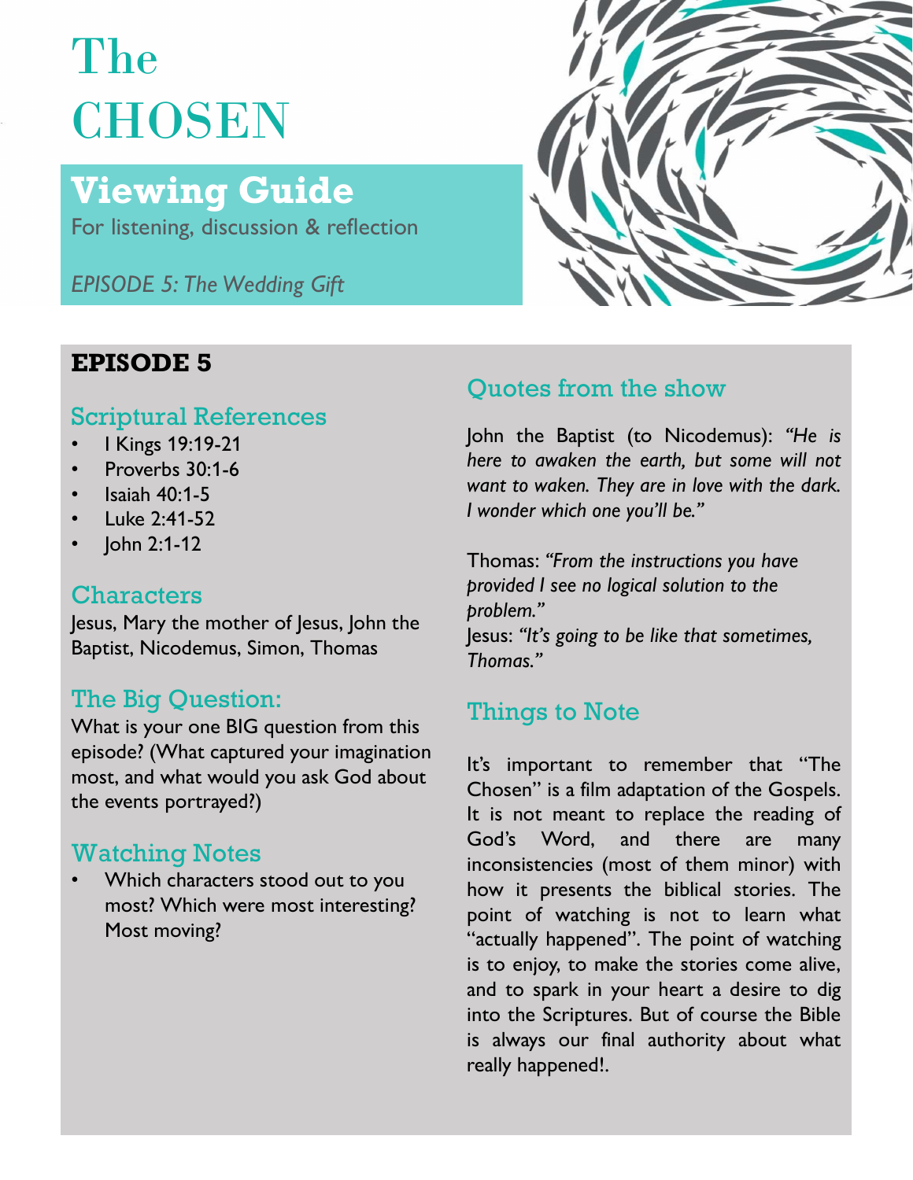# The CHOSEN

## Viewing Guide

For listening, discussion & reflection

*EPISODE 5: The Wedding Gift*

## EPISODE 5

### Scriptural References

- I Kings 19:19-21
- Proverbs 30:1-6
- Isaiah 40:1-5
- Luke 2:41-52
- John 2:1-12

### Characters

Jesus, Mary the mother of Jesus, John the Baptist, Nicodemus, Simon, Thomas

### The Big Question:

What is your one BIG question from this episode? (What captured your imagination most, and what would you ask God about the events portrayed?)

### Watching Notes

- Which characters stood out to you most? Which were most interesting? Most moving?

### Quotes from the show

John the Baptist (to Nicodemus): *"He is here to awaken the earth, but some will not want to waken. They are in love with the dark. I wonder which one you'll be."*

Thomas: *"From the instructions you have provided I see no logical solution to the problem."*
Jesus: *"It's going to be like that sometimes, Thomas."*

### Things to Note

It's important to remember that "The Chosen" is a film adaptation of the Gospels. It is not meant to replace the reading of God's Word, and there are many inconsistencies (most of them minor) with how it presents the biblical stories. The point of watching is not to learn what "actually happened". The point of watching is to enjoy, to make the stories come alive, and to spark in your heart a desire to dig into the Scriptures. But of course the Bible is always our final authority about what really happened!.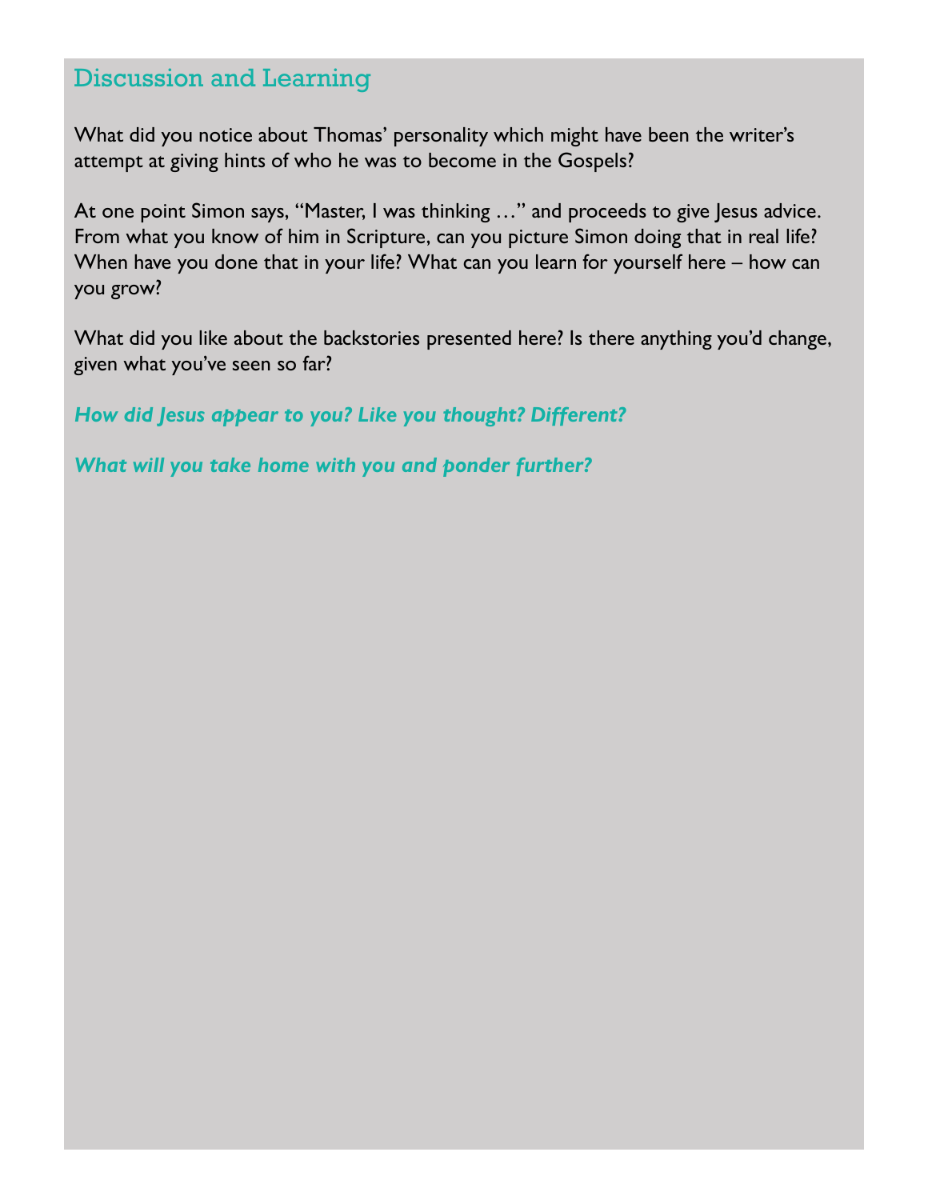## Discussion and Learning

What did you notice about Thomas' personality which might have been the writer's attempt at giving hints of who he was to become in the Gospels?

At one point Simon says, "Master, I was thinking …" and proceeds to give Jesus advice. From what you know of him in Scripture, can you picture Simon doing that in real life? When have you done that in your life? What can you learn for yourself here – how can you grow?

What did you like about the backstories presented here? Is there anything you'd change, given what you've seen so far?

***How did Jesus appear to you? Like you thought? Different?***

***What will you take home with you and ponder further?***